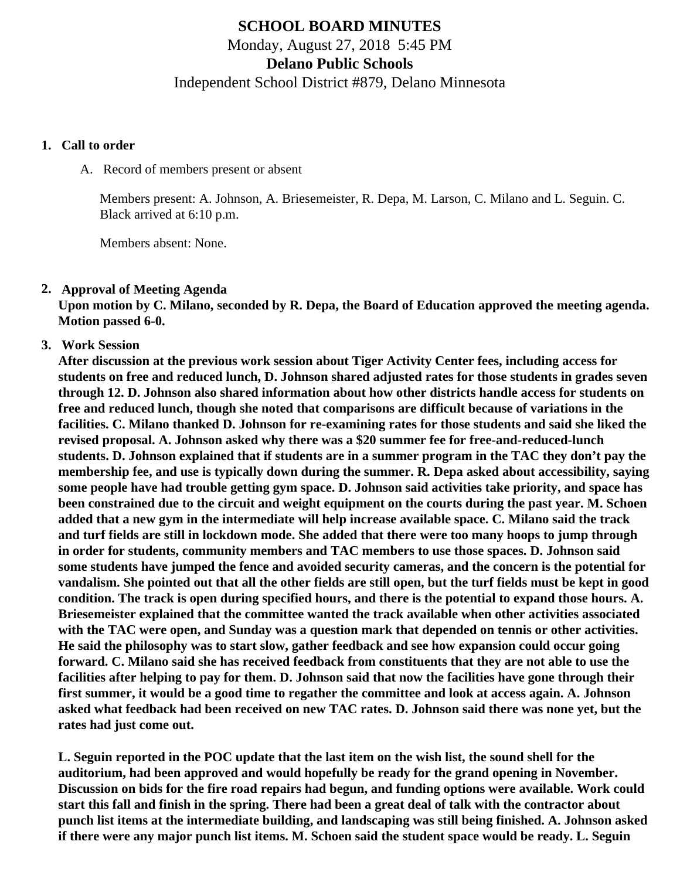# SCHOOL BOARD MINUTES

Monday, August 27, 2018 5:45 PM

**Delano Public Schools**

Independent School District #879, Delano Minnesota

1. **Call to order**

   A. Record of members present or absent

      Members present: A. Johnson, A. Briesemeister, R. Depa, M. Larson, C. Milano and L. Seguin. C. Black arrived at 6:10 p.m.

      Members absent: None.

2. **Approval of Meeting Agenda**
   **Upon motion by C. Milano, seconded by R. Depa, the Board of Education approved the meeting agenda. Motion passed 6-0.**

3. **Work Session**
   **After discussion at the previous work session about Tiger Activity Center fees, including access for students on free and reduced lunch, D. Johnson shared adjusted rates for those students in grades seven through 12. D. Johnson also shared information about how other districts handle access for students on free and reduced lunch, though she noted that comparisons are difficult because of variations in the facilities. C. Milano thanked D. Johnson for re-examining rates for those students and said she liked the revised proposal. A. Johnson asked why there was a $20 summer fee for free-and-reduced-lunch students. D. Johnson explained that if students are in a summer program in the TAC they don't pay the membership fee, and use is typically down during the summer. R. Depa asked about accessibility, saying some people have had trouble getting gym space. D. Johnson said activities take priority, and space has been constrained due to the circuit and weight equipment on the courts during the past year. M. Schoen added that a new gym in the intermediate will help increase available space. C. Milano said the track and turf fields are still in lockdown mode. She added that there were too many hoops to jump through in order for students, community members and TAC members to use those spaces. D. Johnson said some students have jumped the fence and avoided security cameras, and the concern is the potential for vandalism. She pointed out that all the other fields are still open, but the turf fields must be kept in good condition. The track is open during specified hours, and there is the potential to expand those hours. A. Briesemeister explained that the committee wanted the track available when other activities associated with the TAC were open, and Sunday was a question mark that depended on tennis or other activities. He said the philosophy was to start slow, gather feedback and see how expansion could occur going forward. C. Milano said she has received feedback from constituents that they are not able to use the facilities after helping to pay for them. D. Johnson said that now the facilities have gone through their first summer, it would be a good time to regather the committee and look at access again. A. Johnson asked what feedback had been received on new TAC rates. D. Johnson said there was none yet, but the rates had just come out.**

   **L. Seguin reported in the POC update that the last item on the wish list, the sound shell for the auditorium, had been approved and would hopefully be ready for the grand opening in November. Discussion on bids for the fire road repairs had begun, and funding options were available. Work could start this fall and finish in the spring. There had been a great deal of talk with the contractor about punch list items at the intermediate building, and landscaping was still being finished. A. Johnson asked if there were any major punch list items. M. Schoen said the student space would be ready. L. Seguin**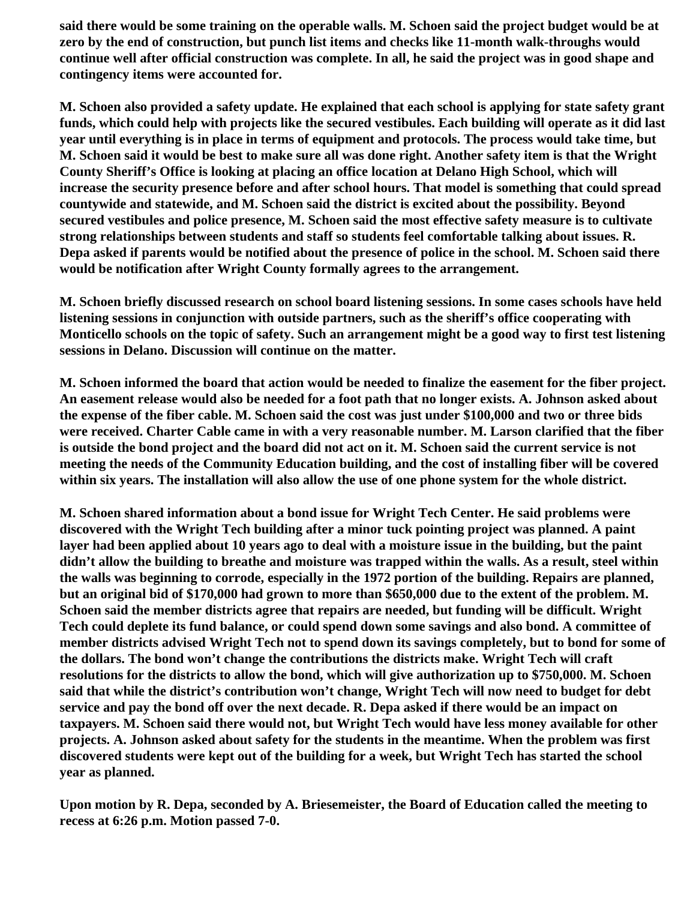said there would be some training on the operable walls. M. Schoen said the project budget would be at zero by the end of construction, but punch list items and checks like 11-month walk-throughs would continue well after official construction was complete. In all, he said the project was in good shape and contingency items were accounted for.

M. Schoen also provided a safety update. He explained that each school is applying for state safety grant funds, which could help with projects like the secured vestibules. Each building will operate as it did last year until everything is in place in terms of equipment and protocols. The process would take time, but M. Schoen said it would be best to make sure all was done right. Another safety item is that the Wright County Sheriff's Office is looking at placing an office location at Delano High School, which will increase the security presence before and after school hours. That model is something that could spread countywide and statewide, and M. Schoen said the district is excited about the possibility. Beyond secured vestibules and police presence, M. Schoen said the most effective safety measure is to cultivate strong relationships between students and staff so students feel comfortable talking about issues. R. Depa asked if parents would be notified about the presence of police in the school. M. Schoen said there would be notification after Wright County formally agrees to the arrangement.

M. Schoen briefly discussed research on school board listening sessions. In some cases schools have held listening sessions in conjunction with outside partners, such as the sheriff's office cooperating with Monticello schools on the topic of safety. Such an arrangement might be a good way to first test listening sessions in Delano. Discussion will continue on the matter.

M. Schoen informed the board that action would be needed to finalize the easement for the fiber project. An easement release would also be needed for a foot path that no longer exists. A. Johnson asked about the expense of the fiber cable. M. Schoen said the cost was just under $100,000 and two or three bids were received. Charter Cable came in with a very reasonable number. M. Larson clarified that the fiber is outside the bond project and the board did not act on it. M. Schoen said the current service is not meeting the needs of the Community Education building, and the cost of installing fiber will be covered within six years. The installation will also allow the use of one phone system for the whole district.

M. Schoen shared information about a bond issue for Wright Tech Center. He said problems were discovered with the Wright Tech building after a minor tuck pointing project was planned. A paint layer had been applied about 10 years ago to deal with a moisture issue in the building, but the paint didn't allow the building to breathe and moisture was trapped within the walls. As a result, steel within the walls was beginning to corrode, especially in the 1972 portion of the building. Repairs are planned, but an original bid of $170,000 had grown to more than $650,000 due to the extent of the problem. M. Schoen said the member districts agree that repairs are needed, but funding will be difficult. Wright Tech could deplete its fund balance, or could spend down some savings and also bond. A committee of member districts advised Wright Tech not to spend down its savings completely, but to bond for some of the dollars. The bond won't change the contributions the districts make. Wright Tech will craft resolutions for the districts to allow the bond, which will give authorization up to $750,000. M. Schoen said that while the district's contribution won't change, Wright Tech will now need to budget for debt service and pay the bond off over the next decade. R. Depa asked if there would be an impact on taxpayers. M. Schoen said there would not, but Wright Tech would have less money available for other projects. A. Johnson asked about safety for the students in the meantime. When the problem was first discovered students were kept out of the building for a week, but Wright Tech has started the school year as planned.

Upon motion by R. Depa, seconded by A. Briesemeister, the Board of Education called the meeting to recess at 6:26 p.m. Motion passed 7-0.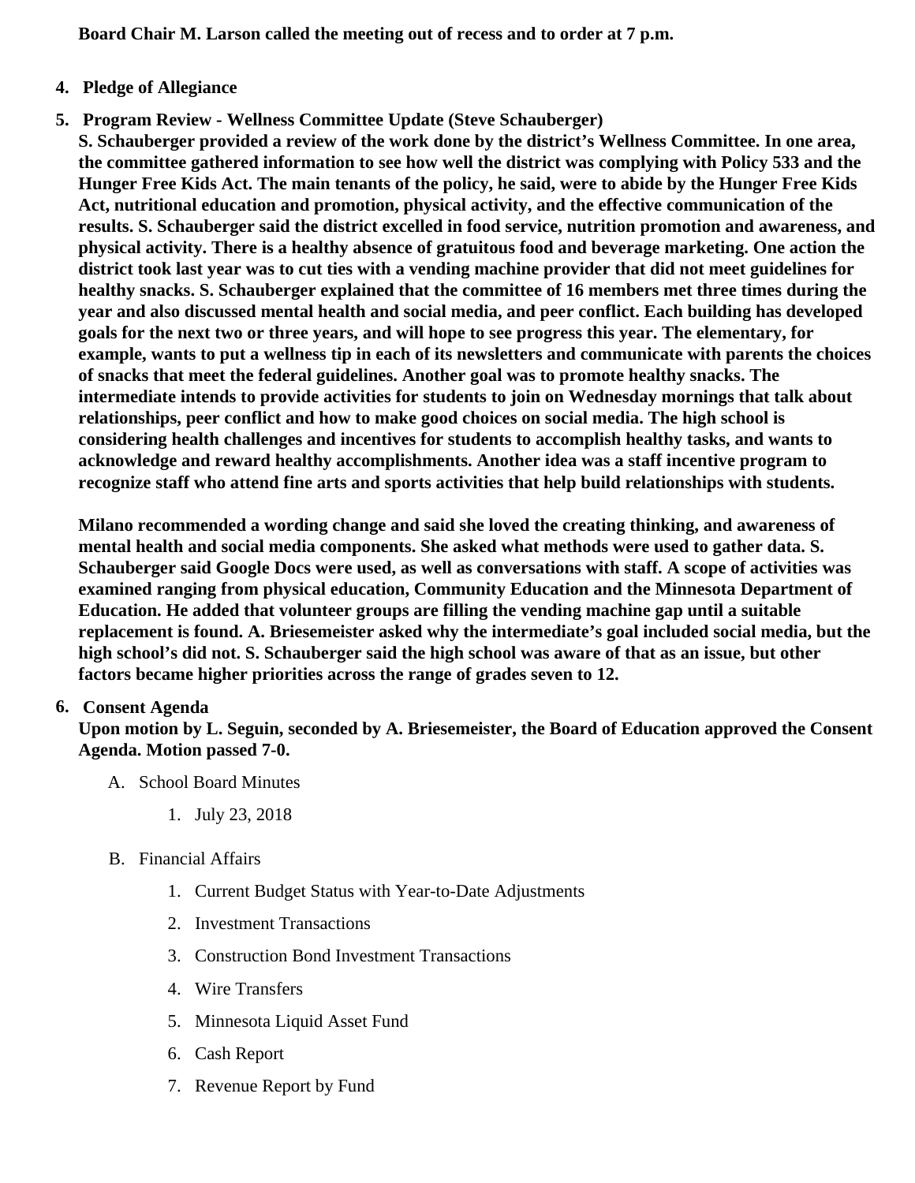**Board Chair M. Larson called the meeting out of recess and to order at 7 p.m.**

4. **Pledge of Allegiance**

5. **Program Review - Wellness Committee Update (Steve Schauberger)**
   **S. Schauberger provided a review of the work done by the district's Wellness Committee. In one area, the committee gathered information to see how well the district was complying with Policy 533 and the Hunger Free Kids Act. The main tenants of the policy, he said, were to abide by the Hunger Free Kids Act, nutritional education and promotion, physical activity, and the effective communication of the results. S. Schauberger said the district excelled in food service, nutrition promotion and awareness, and physical activity. There is a healthy absence of gratuitous food and beverage marketing. One action the district took last year was to cut ties with a vending machine provider that did not meet guidelines for healthy snacks. S. Schauberger explained that the committee of 16 members met three times during the year and also discussed mental health and social media, and peer conflict. Each building has developed goals for the next two or three years, and will hope to see progress this year. The elementary, for example, wants to put a wellness tip in each of its newsletters and communicate with parents the choices of snacks that meet the federal guidelines. Another goal was to promote healthy snacks. The intermediate intends to provide activities for students to join on Wednesday mornings that talk about relationships, peer conflict and how to make good choices on social media. The high school is considering health challenges and incentives for students to accomplish healthy tasks, and wants to acknowledge and reward healthy accomplishments. Another idea was a staff incentive program to recognize staff who attend fine arts and sports activities that help build relationships with students.**

   **Milano recommended a wording change and said she loved the creating thinking, and awareness of mental health and social media components. She asked what methods were used to gather data. S. Schauberger said Google Docs were used, as well as conversations with staff. A scope of activities was examined ranging from physical education, Community Education and the Minnesota Department of Education. He added that volunteer groups are filling the vending machine gap until a suitable replacement is found. A. Briesemeister asked why the intermediate's goal included social media, but the high school's did not. S. Schauberger said the high school was aware of that as an issue, but other factors became higher priorities across the range of grades seven to 12.**

6. **Consent Agenda**
   **Upon motion by L. Seguin, seconded by A. Briesemeister, the Board of Education approved the Consent Agenda. Motion passed 7-0.**

   A. School Board Minutes
      1. July 23, 2018

   B. Financial Affairs
      1. Current Budget Status with Year-to-Date Adjustments
      2. Investment Transactions
      3. Construction Bond Investment Transactions
      4. Wire Transfers
      5. Minnesota Liquid Asset Fund
      6. Cash Report
      7. Revenue Report by Fund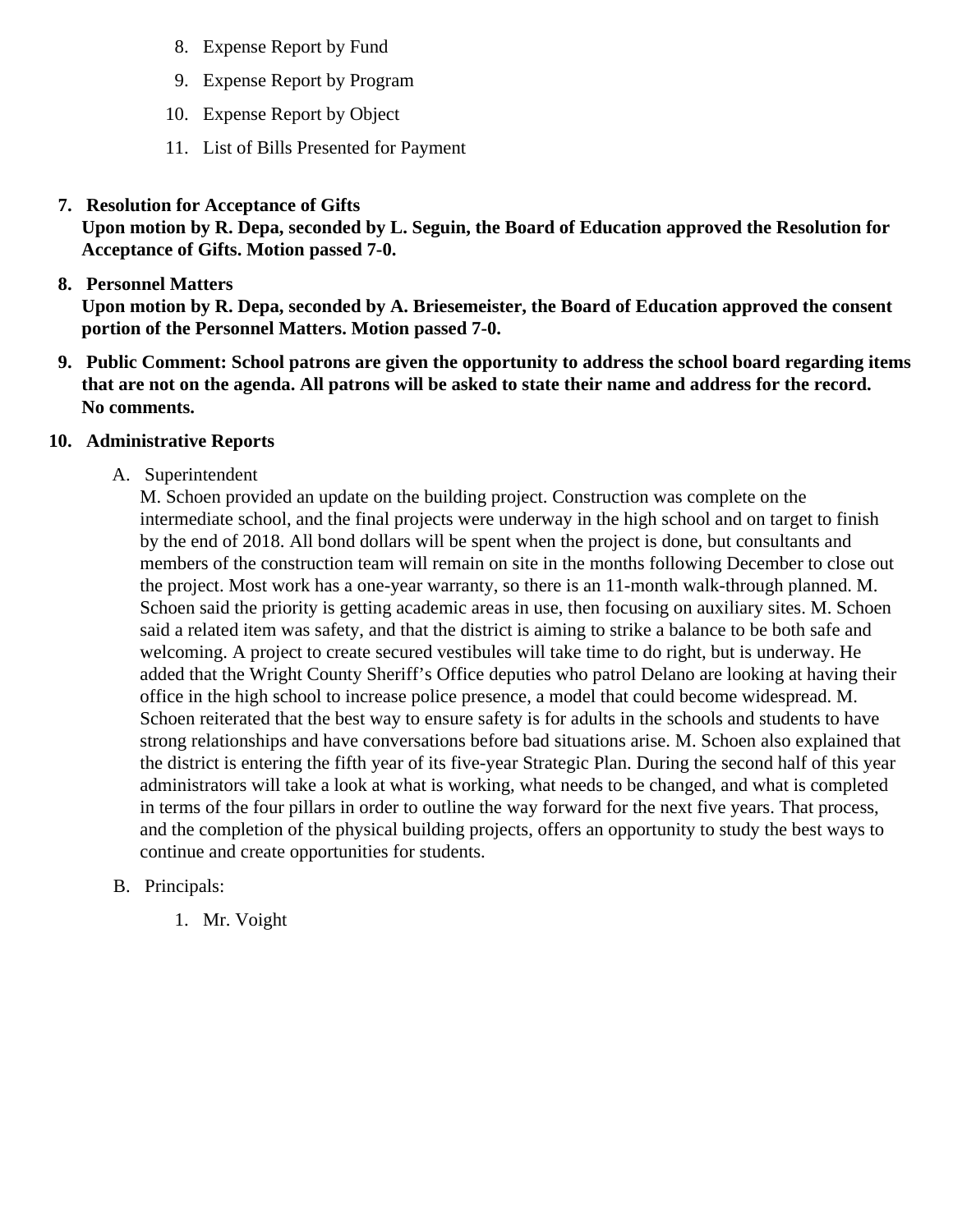8. Expense Report by Fund
9. Expense Report by Program
10. Expense Report by Object
11. List of Bills Presented for Payment

7. **Resolution for Acceptance of Gifts**
   **Upon motion by R. Depa, seconded by L. Seguin, the Board of Education approved the Resolution for Acceptance of Gifts. Motion passed 7-0.**

8. **Personnel Matters**
   **Upon motion by R. Depa, seconded by A. Briesemeister, the Board of Education approved the consent portion of the Personnel Matters. Motion passed 7-0.**

9. **Public Comment: School patrons are given the opportunity to address the school board regarding items that are not on the agenda. All patrons will be asked to state their name and address for the record.**
   **No comments.**

10. **Administrative Reports**

    A. Superintendent
       M. Schoen provided an update on the building project. Construction was complete on the intermediate school, and the final projects were underway in the high school and on target to finish by the end of 2018. All bond dollars will be spent when the project is done, but consultants and members of the construction team will remain on site in the months following December to close out the project. Most work has a one-year warranty, so there is an 11-month walk-through planned. M. Schoen said the priority is getting academic areas in use, then focusing on auxiliary sites. M. Schoen said a related item was safety, and that the district is aiming to strike a balance to be both safe and welcoming. A project to create secured vestibules will take time to do right, but is underway. He added that the Wright County Sheriff's Office deputies who patrol Delano are looking at having their office in the high school to increase police presence, a model that could become widespread. M. Schoen reiterated that the best way to ensure safety is for adults in the schools and students to have strong relationships and have conversations before bad situations arise. M. Schoen also explained that the district is entering the fifth year of its five-year Strategic Plan. During the second half of this year administrators will take a look at what is working, what needs to be changed, and what is completed in terms of the four pillars in order to outline the way forward for the next five years. That process, and the completion of the physical building projects, offers an opportunity to study the best ways to continue and create opportunities for students.

    B. Principals:

       1. Mr. Voight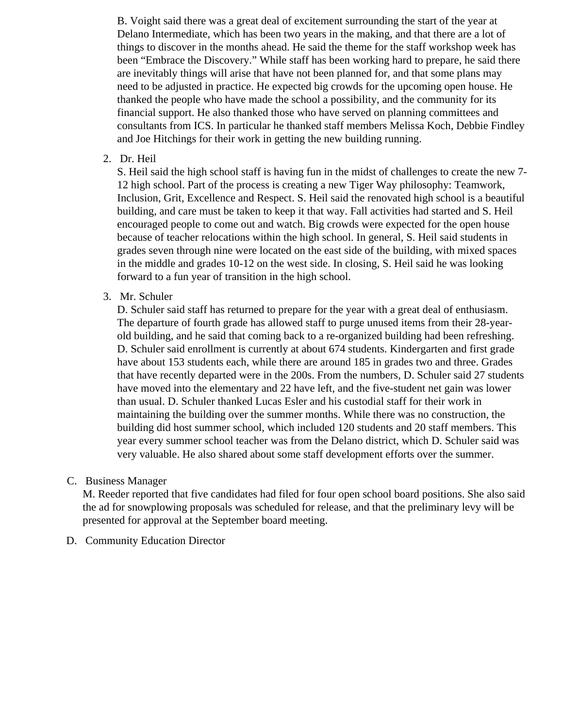B. Voight said there was a great deal of excitement surrounding the start of the year at Delano Intermediate, which has been two years in the making, and that there are a lot of things to discover in the months ahead. He said the theme for the staff workshop week has been "Embrace the Discovery." While staff has been working hard to prepare, he said there are inevitably things will arise that have not been planned for, and that some plans may need to be adjusted in practice. He expected big crowds for the upcoming open house. He thanked the people who have made the school a possibility, and the community for its financial support. He also thanked those who have served on planning committees and consultants from ICS. In particular he thanked staff members Melissa Koch, Debbie Findley and Joe Hitchings for their work in getting the new building running.

2. Dr. Heil

   S. Heil said the high school staff is having fun in the midst of challenges to create the new 7-12 high school. Part of the process is creating a new Tiger Way philosophy: Teamwork, Inclusion, Grit, Excellence and Respect. S. Heil said the renovated high school is a beautiful building, and care must be taken to keep it that way. Fall activities had started and S. Heil encouraged people to come out and watch. Big crowds were expected for the open house because of teacher relocations within the high school. In general, S. Heil said students in grades seven through nine were located on the east side of the building, with mixed spaces in the middle and grades 10-12 on the west side. In closing, S. Heil said he was looking forward to a fun year of transition in the high school.

3. Mr. Schuler

   D. Schuler said staff has returned to prepare for the year with a great deal of enthusiasm. The departure of fourth grade has allowed staff to purge unused items from their 28-year-old building, and he said that coming back to a re-organized building had been refreshing. D. Schuler said enrollment is currently at about 674 students. Kindergarten and first grade have about 153 students each, while there are around 185 in grades two and three. Grades that have recently departed were in the 200s. From the numbers, D. Schuler said 27 students have moved into the elementary and 22 have left, and the five-student net gain was lower than usual. D. Schuler thanked Lucas Esler and his custodial staff for their work in maintaining the building over the summer months. While there was no construction, the building did host summer school, which included 120 students and 20 staff members. This year every summer school teacher was from the Delano district, which D. Schuler said was very valuable. He also shared about some staff development efforts over the summer.

C. Business Manager

   M. Reeder reported that five candidates had filed for four open school board positions. She also said the ad for snowplowing proposals was scheduled for release, and that the preliminary levy will be presented for approval at the September board meeting.

D. Community Education Director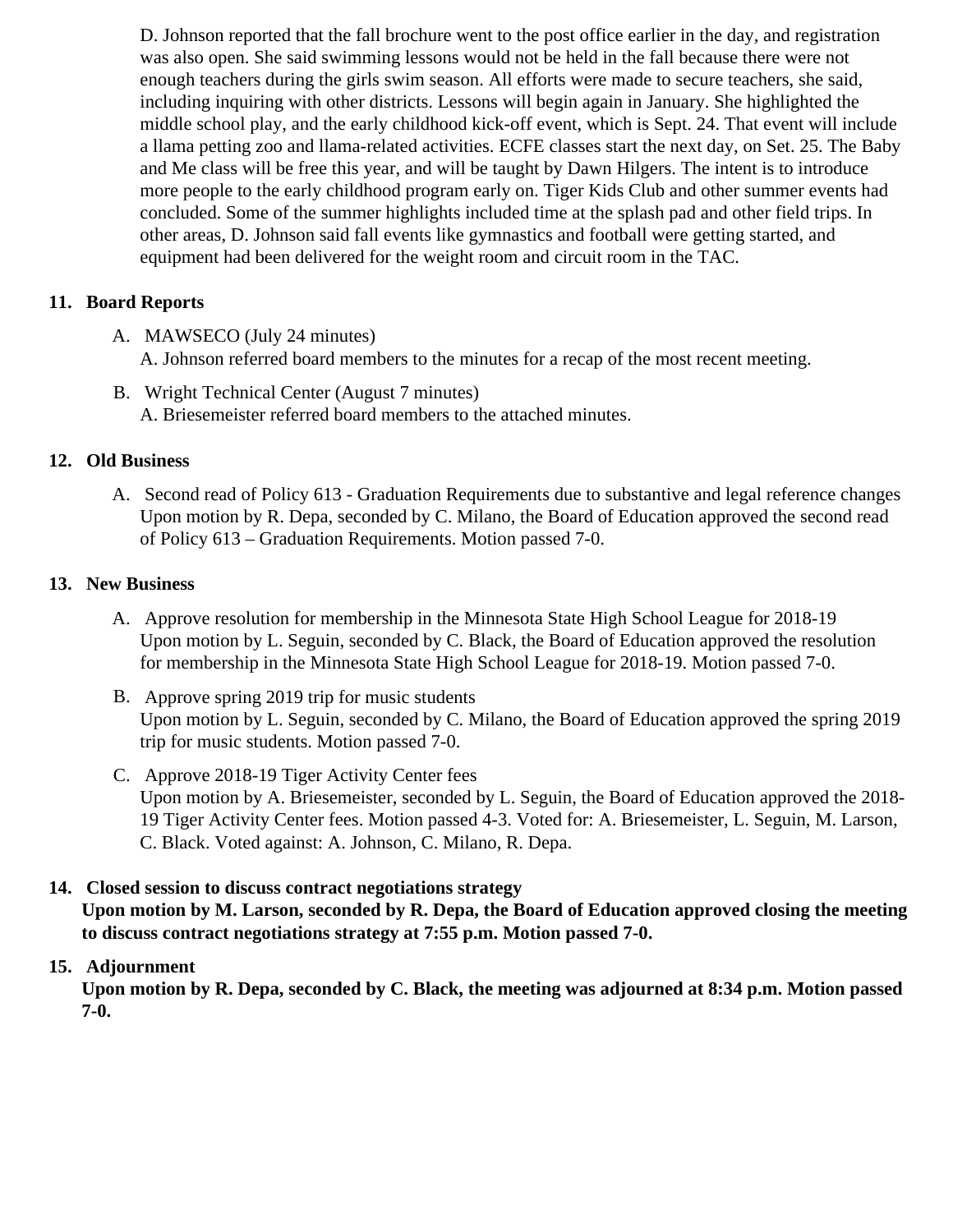D. Johnson reported that the fall brochure went to the post office earlier in the day, and registration was also open. She said swimming lessons would not be held in the fall because there were not enough teachers during the girls swim season. All efforts were made to secure teachers, she said, including inquiring with other districts. Lessons will begin again in January. She highlighted the middle school play, and the early childhood kick-off event, which is Sept. 24. That event will include a llama petting zoo and llama-related activities. ECFE classes start the next day, on Set. 25. The Baby and Me class will be free this year, and will be taught by Dawn Hilgers. The intent is to introduce more people to the early childhood program early on. Tiger Kids Club and other summer events had concluded. Some of the summer highlights included time at the splash pad and other field trips. In other areas, D. Johnson said fall events like gymnastics and football were getting started, and equipment had been delivered for the weight room and circuit room in the TAC.

## 11. Board Reports

A. MAWSECO (July 24 minutes)
A. Johnson referred board members to the minutes for a recap of the most recent meeting.

B. Wright Technical Center (August 7 minutes)
A. Briesemeister referred board members to the attached minutes.

## 12. Old Business

A. Second read of Policy 613 - Graduation Requirements due to substantive and legal reference changes
Upon motion by R. Depa, seconded by C. Milano, the Board of Education approved the second read of Policy 613 – Graduation Requirements. Motion passed 7-0.

## 13. New Business

A. Approve resolution for membership in the Minnesota State High School League for 2018-19
Upon motion by L. Seguin, seconded by C. Black, the Board of Education approved the resolution for membership in the Minnesota State High School League for 2018-19. Motion passed 7-0.

B. Approve spring 2019 trip for music students
Upon motion by L. Seguin, seconded by C. Milano, the Board of Education approved the spring 2019 trip for music students. Motion passed 7-0.

C. Approve 2018-19 Tiger Activity Center fees
Upon motion by A. Briesemeister, seconded by L. Seguin, the Board of Education approved the 2018-19 Tiger Activity Center fees. Motion passed 4-3. Voted for: A. Briesemeister, L. Seguin, M. Larson, C. Black. Voted against: A. Johnson, C. Milano, R. Depa.

## 14. Closed session to discuss contract negotiations strategy

**Upon motion by M. Larson, seconded by R. Depa, the Board of Education approved closing the meeting to discuss contract negotiations strategy at 7:55 p.m. Motion passed 7-0.**

## 15. Adjournment

**Upon motion by R. Depa, seconded by C. Black, the meeting was adjourned at 8:34 p.m. Motion passed 7-0.**